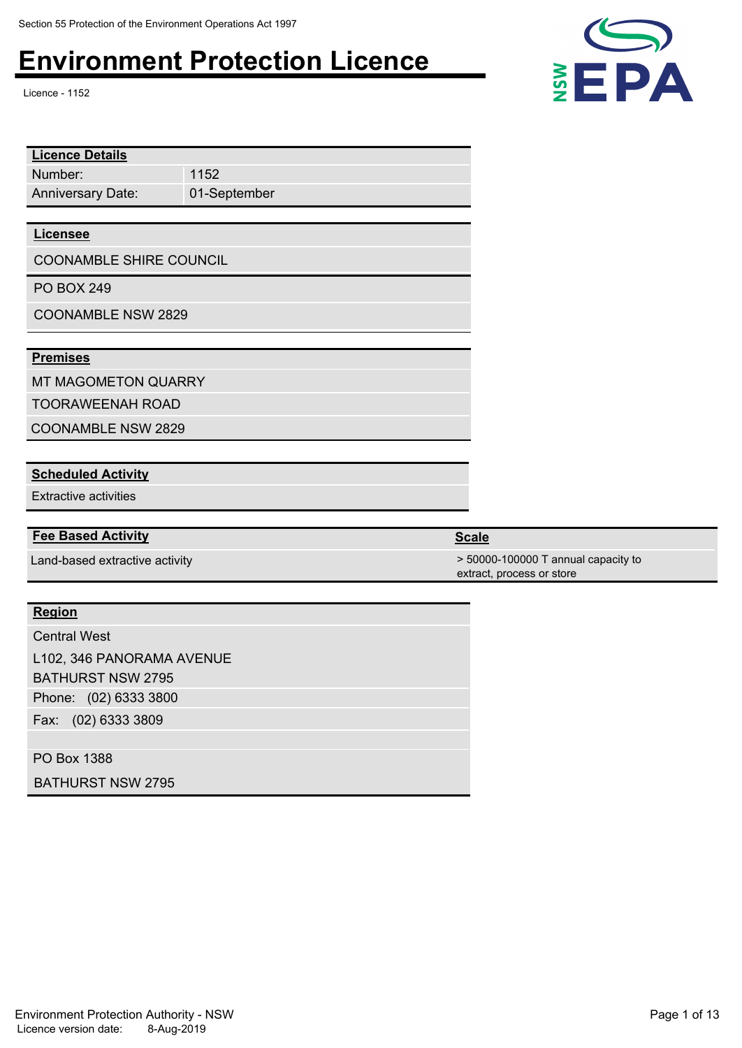Section 55 Protection of the Environment Operations Act 1997

# Environment Protection Licence

Licence - 1152

| Licence Details | |
|---|---|
| Number: | 1152 |
| Anniversary Date: | 01-September |

**Licensee**

COONAMBLE SHIRE COUNCIL

PO BOX 249

COONAMBLE NSW 2829

**Premises**

MT MAGOMETON QUARRY

TOORAWEENAH ROAD

COONAMBLE NSW 2829

**Scheduled Activity**

Extractive activities

| Fee Based Activity | Scale |
|---|---|
| Land-based extractive activity | > 50000-100000 T annual capacity to extract, process or store |

**Region**

Central West

L102, 346 PANORAMA AVENUE

BATHURST NSW 2795

Phone: (02) 6333 3800

Fax: (02) 6333 3809

PO Box 1388

BATHURST NSW 2795

Environment Protection Authority - NSW

Licence version date: 8-Aug-2019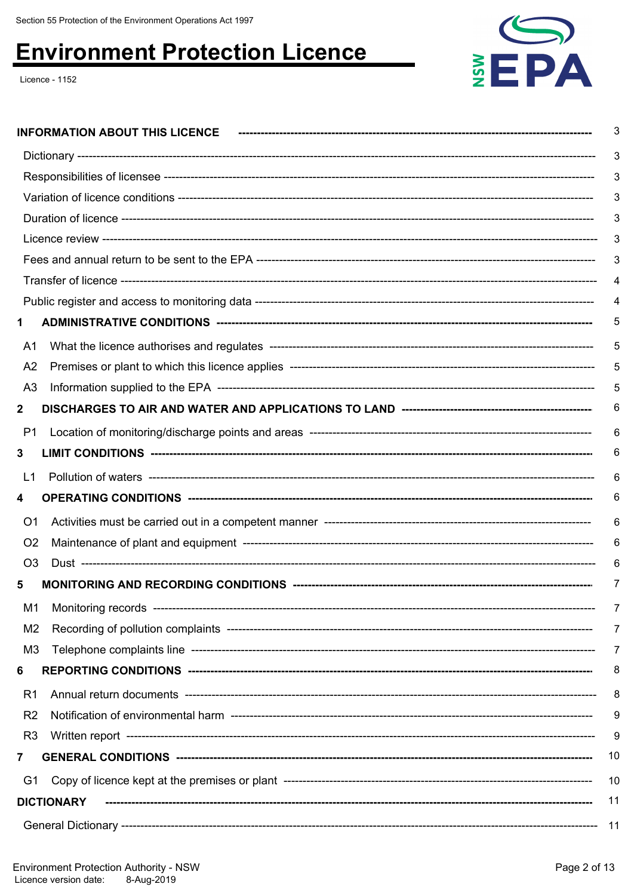| | |
|---|---|
| **INFORMATION ABOUT THIS LICENCE** | 3 |
| Dictionary | 3 |
| Responsibilities of licensee | 3 |
| Variation of licence conditions | 3 |
| Duration of licence | 3 |
| Licence review | 3 |
| Fees and annual return to be sent to the EPA | 3 |
| Transfer of licence | 4 |
| Public register and access to monitoring data | 4 |
| **1 ADMINISTRATIVE CONDITIONS** | 5 |
| A1 What the licence authorises and regulates | 5 |
| A2 Premises or plant to which this licence applies | 5 |
| A3 Information supplied to the EPA | 5 |
| **2 DISCHARGES TO AIR AND WATER AND APPLICATIONS TO LAND** | 6 |
| P1 Location of monitoring/discharge points and areas | 6 |
| **3 LIMIT CONDITIONS** | 6 |
| L1 Pollution of waters | 6 |
| **4 OPERATING CONDITIONS** | 6 |
| O1 Activities must be carried out in a competent manner | 6 |
| O2 Maintenance of plant and equipment | 6 |
| O3 Dust | 6 |
| **5 MONITORING AND RECORDING CONDITIONS** | 7 |
| M1 Monitoring records | 7 |
| M2 Recording of pollution complaints | 7 |
| M3 Telephone complaints line | 7 |
| **6 REPORTING CONDITIONS** | 8 |
| R1 Annual return documents | 8 |
| R2 Notification of environmental harm | 9 |
| R3 Written report | 9 |
| **7 GENERAL CONDITIONS** | 10 |
| G1 Copy of licence kept at the premises or plant | 10 |
| **DICTIONARY** | 11 |
| General Dictionary | 11 |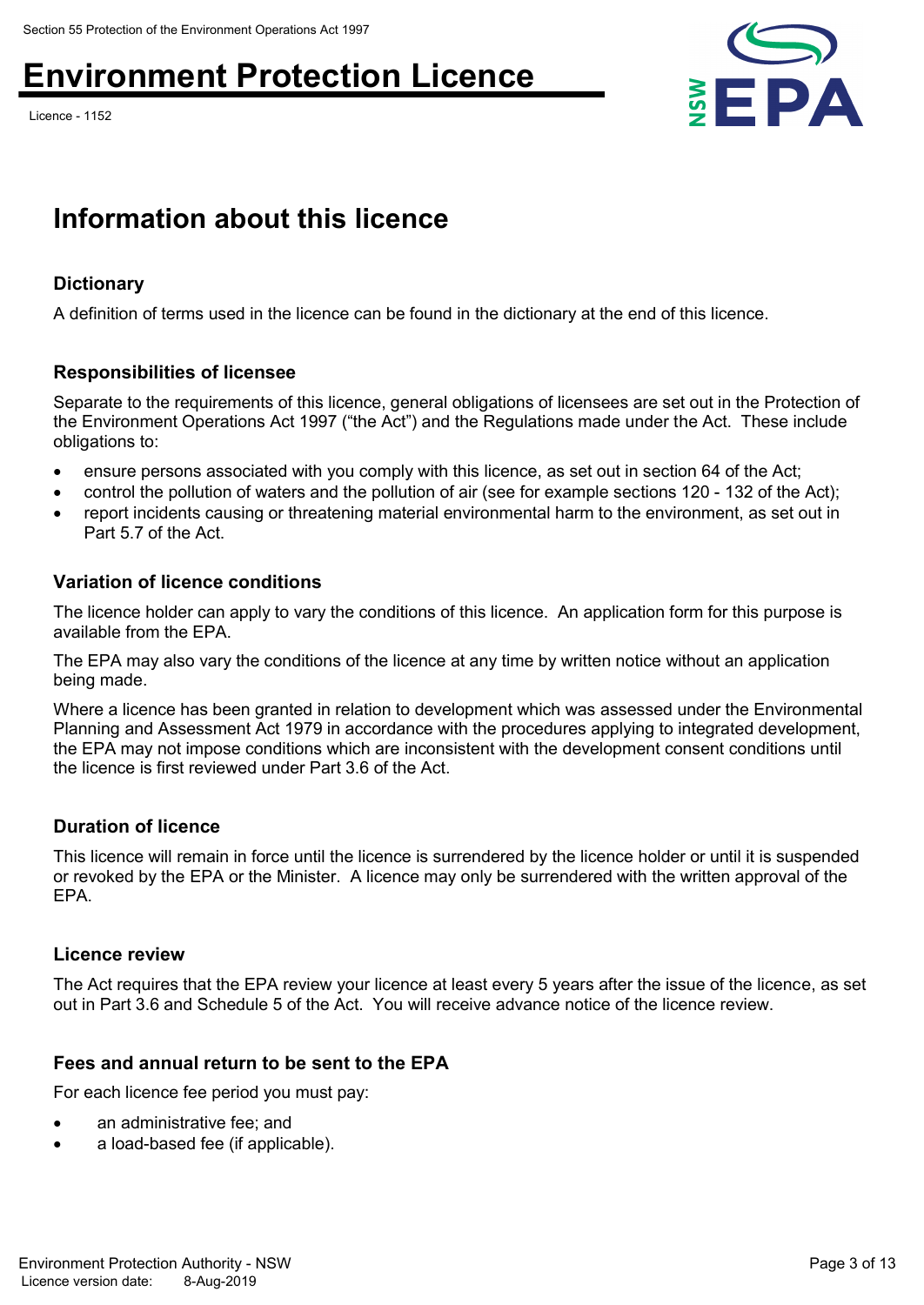# Environment Protection Licence

Licence - 1152

## Information about this licence

### Dictionary

A definition of terms used in the licence can be found in the dictionary at the end of this licence.

### Responsibilities of licensee

Separate to the requirements of this licence, general obligations of licensees are set out in the Protection of the Environment Operations Act 1997 ("the Act") and the Regulations made under the Act. These include obligations to:

- ensure persons associated with you comply with this licence, as set out in section 64 of the Act;
- control the pollution of waters and the pollution of air (see for example sections 120 - 132 of the Act);
- report incidents causing or threatening material environmental harm to the environment, as set out in Part 5.7 of the Act.

### Variation of licence conditions

The licence holder can apply to vary the conditions of this licence. An application form for this purpose is available from the EPA.

The EPA may also vary the conditions of the licence at any time by written notice without an application being made.

Where a licence has been granted in relation to development which was assessed under the Environmental Planning and Assessment Act 1979 in accordance with the procedures applying to integrated development, the EPA may not impose conditions which are inconsistent with the development consent conditions until the licence is first reviewed under Part 3.6 of the Act.

### Duration of licence

This licence will remain in force until the licence is surrendered by the licence holder or until it is suspended or revoked by the EPA or the Minister. A licence may only be surrendered with the written approval of the EPA.

### Licence review

The Act requires that the EPA review your licence at least every 5 years after the issue of the licence, as set out in Part 3.6 and Schedule 5 of the Act. You will receive advance notice of the licence review.

### Fees and annual return to be sent to the EPA

For each licence fee period you must pay:

- an administrative fee; and
- a load-based fee (if applicable).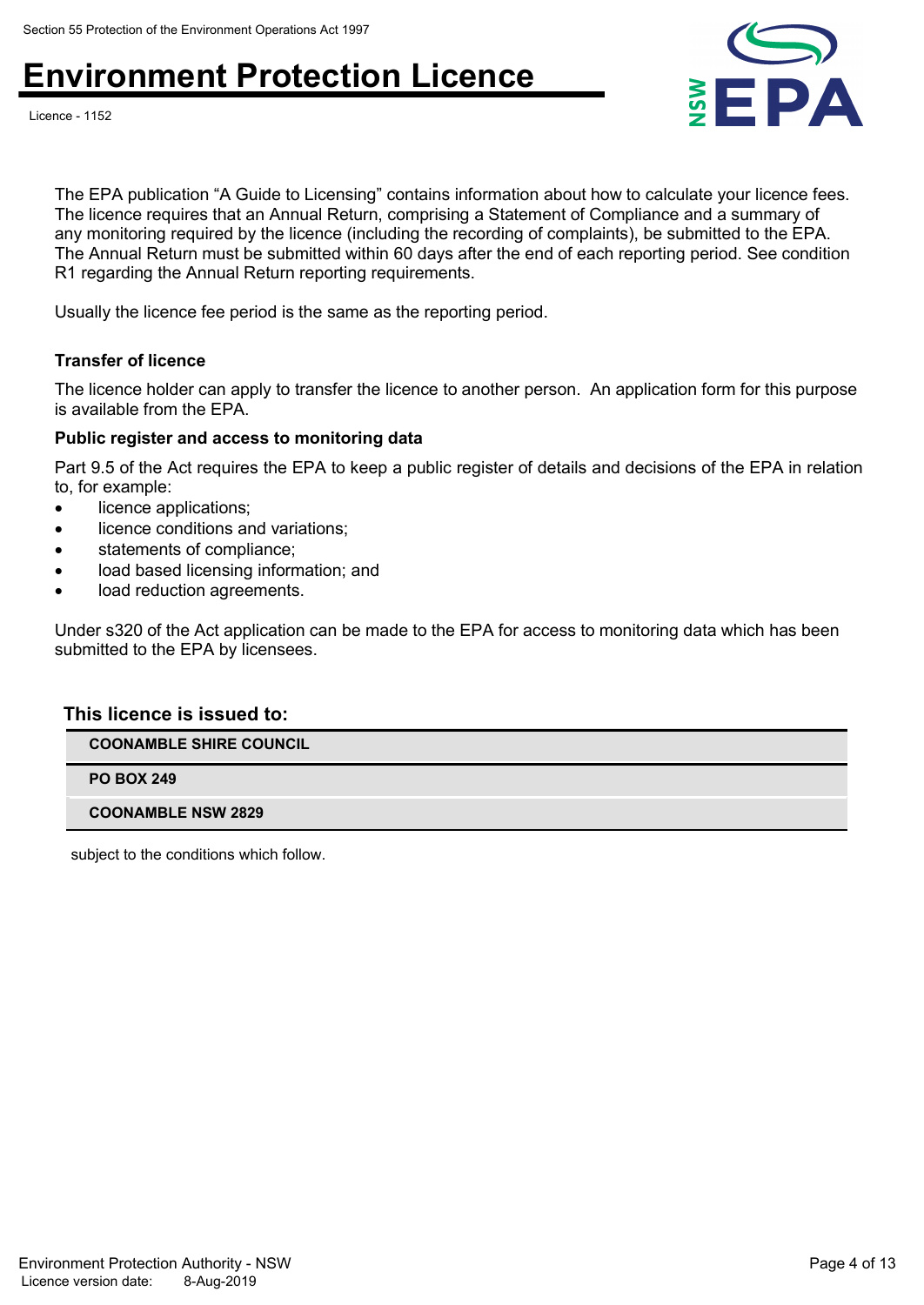The EPA publication “A Guide to Licensing” contains information about how to calculate your licence fees. The licence requires that an Annual Return, comprising a Statement of Compliance and a summary of any monitoring required by the licence (including the recording of complaints), be submitted to the EPA. The Annual Return must be submitted within 60 days after the end of each reporting period. See condition R1 regarding the Annual Return reporting requirements.

Usually the licence fee period is the same as the reporting period.

**Transfer of licence**

The licence holder can apply to transfer the licence to another person. An application form for this purpose is available from the EPA.

**Public register and access to monitoring data**

Part 9.5 of the Act requires the EPA to keep a public register of details and decisions of the EPA in relation to, for example:

- licence applications;
- licence conditions and variations;
- statements of compliance;
- load based licensing information; and
- load reduction agreements.

Under s320 of the Act application can be made to the EPA for access to monitoring data which has been submitted to the EPA by licensees.

**This licence is issued to:**

| |
|---|
| **COONAMBLE SHIRE COUNCIL** |
| **PO BOX 249** |
| **COONAMBLE NSW 2829** |

subject to the conditions which follow.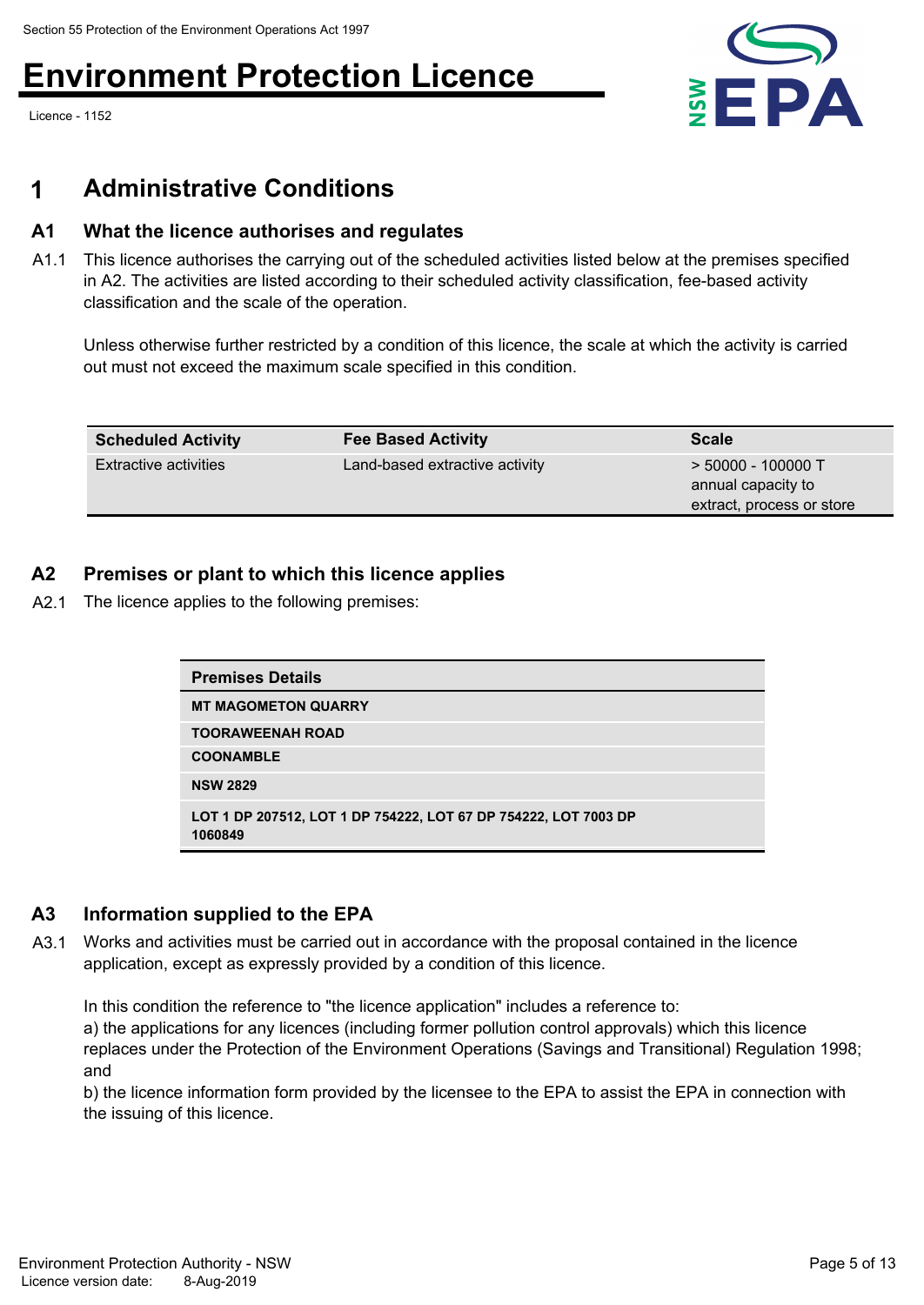# 1 Administrative Conditions

## A1 What the licence authorises and regulates

A1.1 This licence authorises the carrying out of the scheduled activities listed below at the premises specified in A2. The activities are listed according to their scheduled activity classification, fee-based activity classification and the scale of the operation.

Unless otherwise further restricted by a condition of this licence, the scale at which the activity is carried out must not exceed the maximum scale specified in this condition.

| Scheduled Activity | Fee Based Activity | Scale |
| --- | --- | --- |
| Extractive activities | Land-based extractive activity | > 50000 - 100000 T annual capacity to extract, process or store |

## A2 Premises or plant to which this licence applies

A2.1 The licence applies to the following premises:

| Premises Details |
| --- |
| **MT MAGOMETON QUARRY** |
| **TOORAWEENAH ROAD** |
| **COONAMBLE** |
| **NSW 2829** |
| **LOT 1 DP 207512, LOT 1 DP 754222, LOT 67 DP 754222, LOT 7003 DP 1060849** |

## A3 Information supplied to the EPA

A3.1 Works and activities must be carried out in accordance with the proposal contained in the licence application, except as expressly provided by a condition of this licence.

In this condition the reference to "the licence application" includes a reference to:
a) the applications for any licences (including former pollution control approvals) which this licence replaces under the Protection of the Environment Operations (Savings and Transitional) Regulation 1998; and
b) the licence information form provided by the licensee to the EPA to assist the EPA in connection with the issuing of this licence.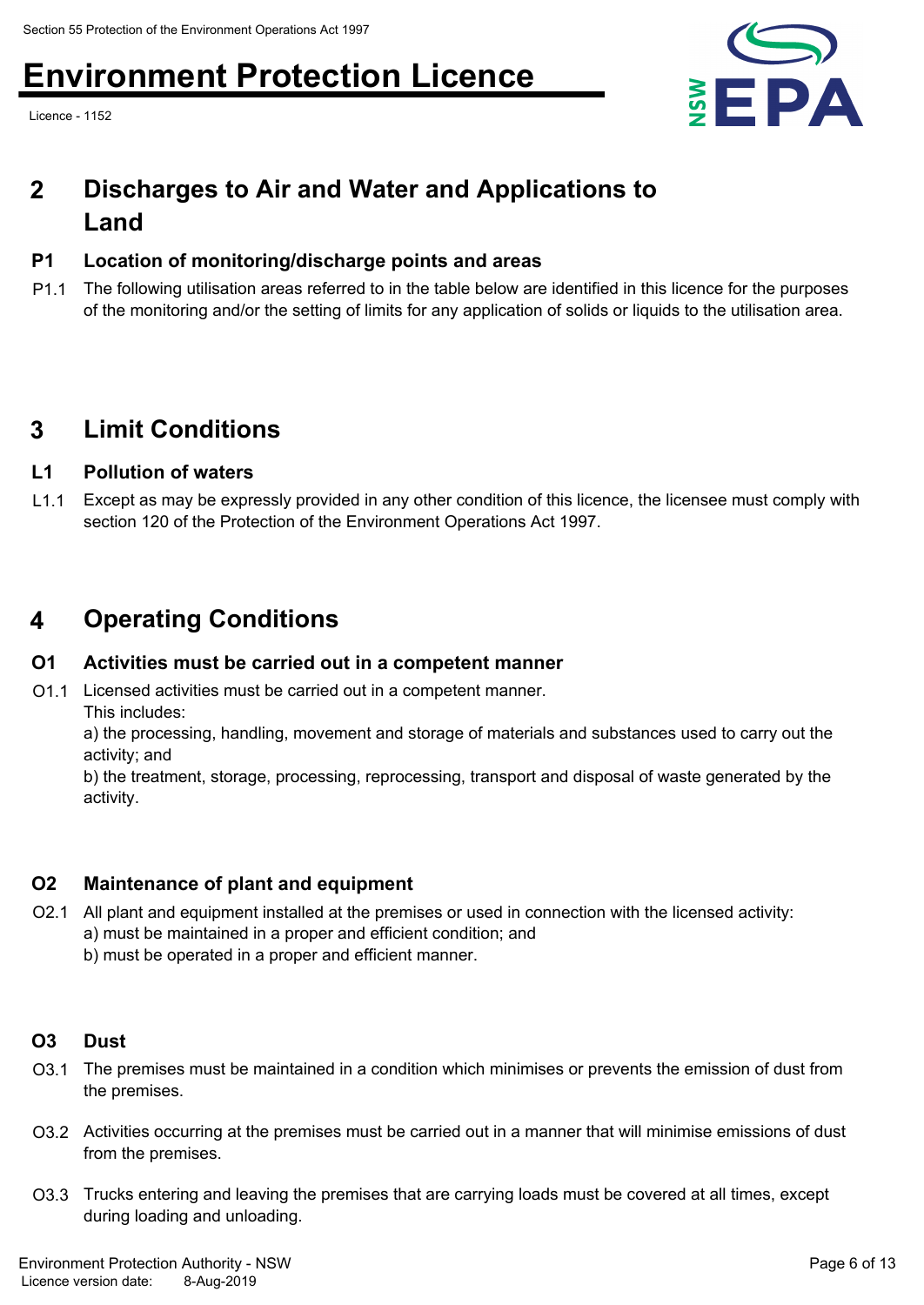## 2 Discharges to Air and Water and Applications to Land

### P1 Location of monitoring/discharge points and areas

P1.1 The following utilisation areas referred to in the table below are identified in this licence for the purposes of the monitoring and/or the setting of limits for any application of solids or liquids to the utilisation area.

## 3 Limit Conditions

### L1 Pollution of waters

L1.1 Except as may be expressly provided in any other condition of this licence, the licensee must comply with section 120 of the Protection of the Environment Operations Act 1997.

## 4 Operating Conditions

### O1 Activities must be carried out in a competent manner

O1.1 Licensed activities must be carried out in a competent manner.
This includes:
a) the processing, handling, movement and storage of materials and substances used to carry out the activity; and
b) the treatment, storage, processing, reprocessing, transport and disposal of waste generated by the activity.

### O2 Maintenance of plant and equipment

O2.1 All plant and equipment installed at the premises or used in connection with the licensed activity:
a) must be maintained in a proper and efficient condition; and
b) must be operated in a proper and efficient manner.

### O3 Dust

O3.1 The premises must be maintained in a condition which minimises or prevents the emission of dust from the premises.

O3.2 Activities occurring at the premises must be carried out in a manner that will minimise emissions of dust from the premises.

O3.3 Trucks entering and leaving the premises that are carrying loads must be covered at all times, except during loading and unloading.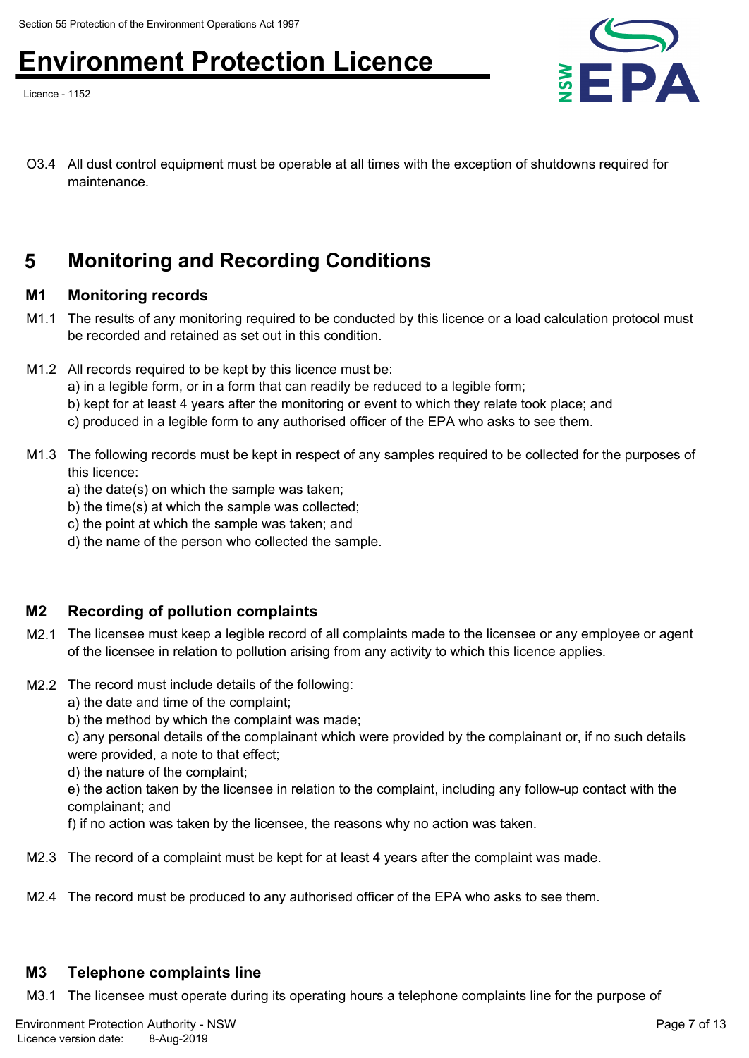O3.4 All dust control equipment must be operable at all times with the exception of shutdowns required for maintenance.

## 5 Monitoring and Recording Conditions

### M1 Monitoring records

M1.1 The results of any monitoring required to be conducted by this licence or a load calculation protocol must be recorded and retained as set out in this condition.

M1.2 All records required to be kept by this licence must be:
a) in a legible form, or in a form that can readily be reduced to a legible form;
b) kept for at least 4 years after the monitoring or event to which they relate took place; and
c) produced in a legible form to any authorised officer of the EPA who asks to see them.

M1.3 The following records must be kept in respect of any samples required to be collected for the purposes of this licence:
a) the date(s) on which the sample was taken;
b) the time(s) at which the sample was collected;
c) the point at which the sample was taken; and
d) the name of the person who collected the sample.

### M2 Recording of pollution complaints

M2.1 The licensee must keep a legible record of all complaints made to the licensee or any employee or agent of the licensee in relation to pollution arising from any activity to which this licence applies.

M2.2 The record must include details of the following:
a) the date and time of the complaint;
b) the method by which the complaint was made;
c) any personal details of the complainant which were provided by the complainant or, if no such details were provided, a note to that effect;
d) the nature of the complaint;
e) the action taken by the licensee in relation to the complaint, including any follow-up contact with the complainant; and
f) if no action was taken by the licensee, the reasons why no action was taken.

M2.3 The record of a complaint must be kept for at least 4 years after the complaint was made.

M2.4 The record must be produced to any authorised officer of the EPA who asks to see them.

### M3 Telephone complaints line

M3.1 The licensee must operate during its operating hours a telephone complaints line for the purpose of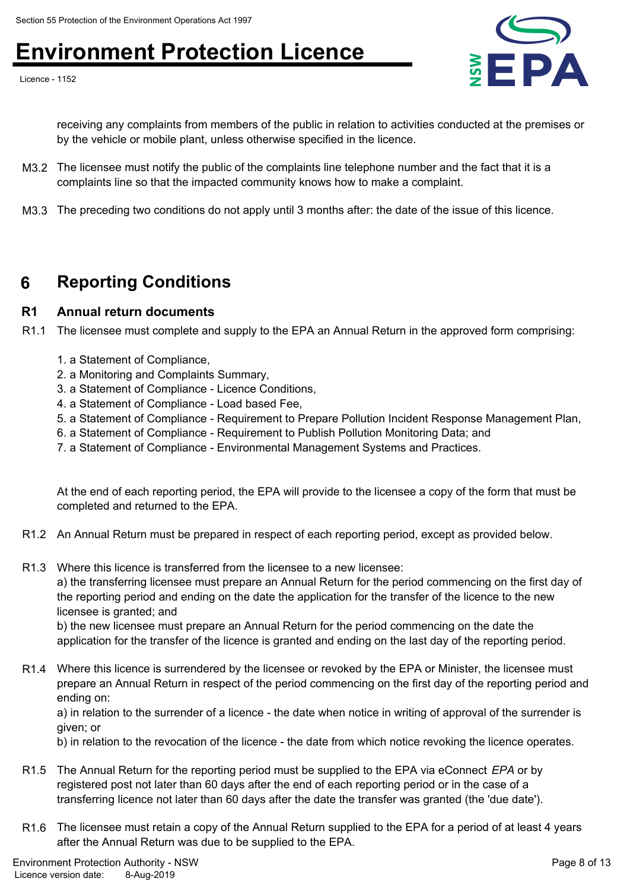receiving any complaints from members of the public in relation to activities conducted at the premises or by the vehicle or mobile plant, unless otherwise specified in the licence.

M3.2 The licensee must notify the public of the complaints line telephone number and the fact that it is a complaints line so that the impacted community knows how to make a complaint.

M3.3 The preceding two conditions do not apply until 3 months after: the date of the issue of this licence.

## 6 Reporting Conditions

### R1 Annual return documents

R1.1 The licensee must complete and supply to the EPA an Annual Return in the approved form comprising:

1. a Statement of Compliance,
2. a Monitoring and Complaints Summary,
3. a Statement of Compliance - Licence Conditions,
4. a Statement of Compliance - Load based Fee,
5. a Statement of Compliance - Requirement to Prepare Pollution Incident Response Management Plan,
6. a Statement of Compliance - Requirement to Publish Pollution Monitoring Data; and
7. a Statement of Compliance - Environmental Management Systems and Practices.

At the end of each reporting period, the EPA will provide to the licensee a copy of the form that must be completed and returned to the EPA.

R1.2 An Annual Return must be prepared in respect of each reporting period, except as provided below.

R1.3 Where this licence is transferred from the licensee to a new licensee:
a) the transferring licensee must prepare an Annual Return for the period commencing on the first day of the reporting period and ending on the date the application for the transfer of the licence to the new licensee is granted; and
b) the new licensee must prepare an Annual Return for the period commencing on the date the application for the transfer of the licence is granted and ending on the last day of the reporting period.

R1.4 Where this licence is surrendered by the licensee or revoked by the EPA or Minister, the licensee must prepare an Annual Return in respect of the period commencing on the first day of the reporting period and ending on:
a) in relation to the surrender of a licence - the date when notice in writing of approval of the surrender is given; or
b) in relation to the revocation of the licence - the date from which notice revoking the licence operates.

R1.5 The Annual Return for the reporting period must be supplied to the EPA via eConnect *EPA* or by registered post not later than 60 days after the end of each reporting period or in the case of a transferring licence not later than 60 days after the date the transfer was granted (the 'due date').

R1.6 The licensee must retain a copy of the Annual Return supplied to the EPA for a period of at least 4 years after the Annual Return was due to be supplied to the EPA.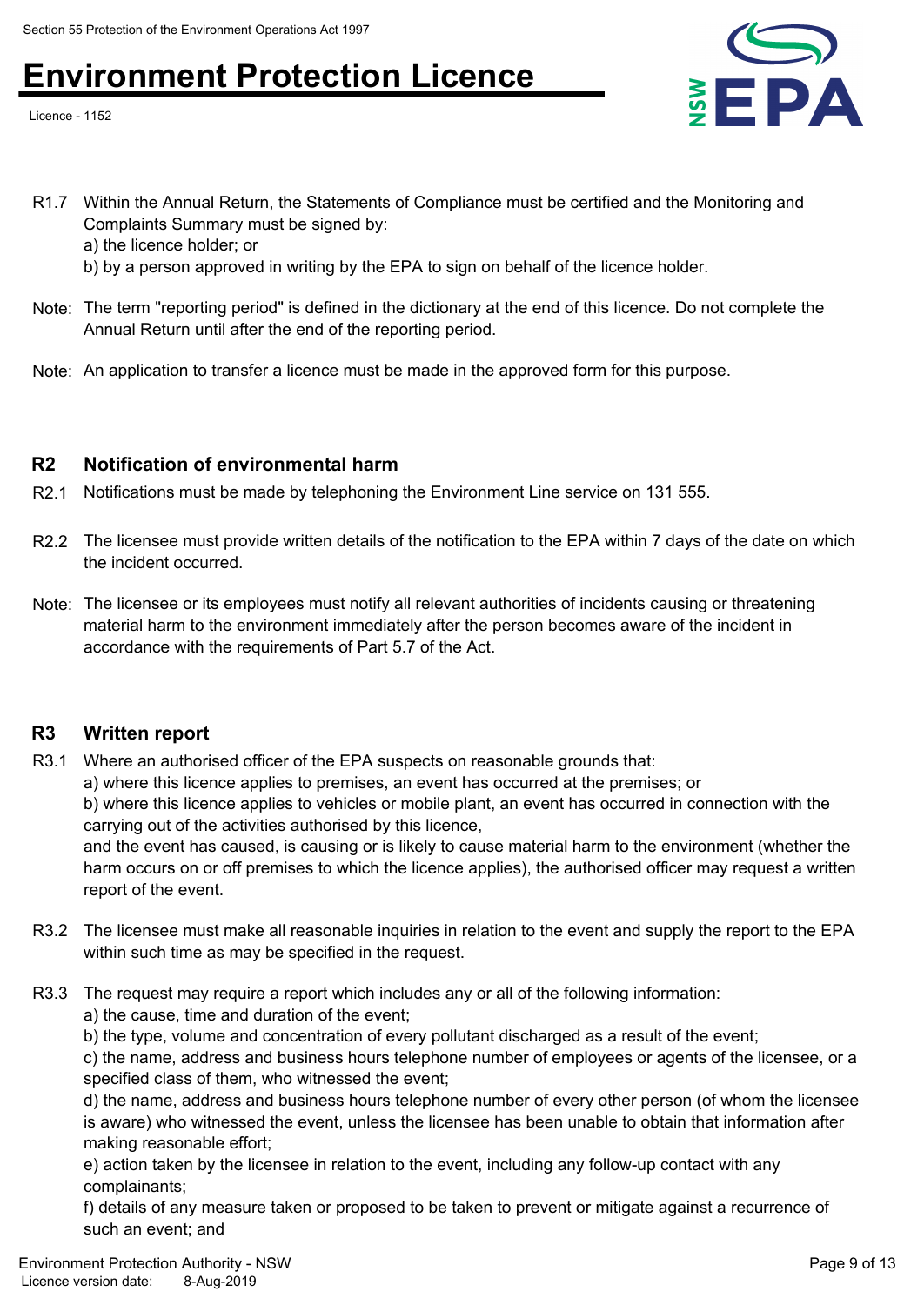R1.7 Within the Annual Return, the Statements of Compliance must be certified and the Monitoring and Complaints Summary must be signed by:
a) the licence holder; or
b) by a person approved in writing by the EPA to sign on behalf of the licence holder.

Note: The term "reporting period" is defined in the dictionary at the end of this licence. Do not complete the Annual Return until after the end of the reporting period.

Note: An application to transfer a licence must be made in the approved form for this purpose.

## R2 Notification of environmental harm

R2.1 Notifications must be made by telephoning the Environment Line service on 131 555.

R2.2 The licensee must provide written details of the notification to the EPA within 7 days of the date on which the incident occurred.

Note: The licensee or its employees must notify all relevant authorities of incidents causing or threatening material harm to the environment immediately after the person becomes aware of the incident in accordance with the requirements of Part 5.7 of the Act.

## R3 Written report

R3.1 Where an authorised officer of the EPA suspects on reasonable grounds that:
a) where this licence applies to premises, an event has occurred at the premises; or
b) where this licence applies to vehicles or mobile plant, an event has occurred in connection with the carrying out of the activities authorised by this licence,
and the event has caused, is causing or is likely to cause material harm to the environment (whether the harm occurs on or off premises to which the licence applies), the authorised officer may request a written report of the event.

R3.2 The licensee must make all reasonable inquiries in relation to the event and supply the report to the EPA within such time as may be specified in the request.

R3.3 The request may require a report which includes any or all of the following information:
a) the cause, time and duration of the event;
b) the type, volume and concentration of every pollutant discharged as a result of the event;
c) the name, address and business hours telephone number of employees or agents of the licensee, or a specified class of them, who witnessed the event;
d) the name, address and business hours telephone number of every other person (of whom the licensee is aware) who witnessed the event, unless the licensee has been unable to obtain that information after making reasonable effort;
e) action taken by the licensee in relation to the event, including any follow-up contact with any complainants;
f) details of any measure taken or proposed to be taken to prevent or mitigate against a recurrence of such an event; and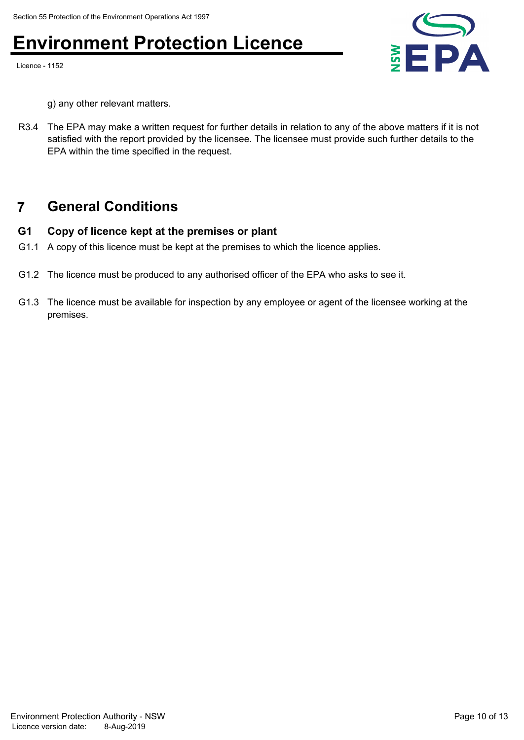g) any other relevant matters.

R3.4 The EPA may make a written request for further details in relation to any of the above matters if it is not satisfied with the report provided by the licensee. The licensee must provide such further details to the EPA within the time specified in the request.

# 7 General Conditions

### G1 Copy of licence kept at the premises or plant

G1.1 A copy of this licence must be kept at the premises to which the licence applies.

G1.2 The licence must be produced to any authorised officer of the EPA who asks to see it.

G1.3 The licence must be available for inspection by any employee or agent of the licensee working at the premises.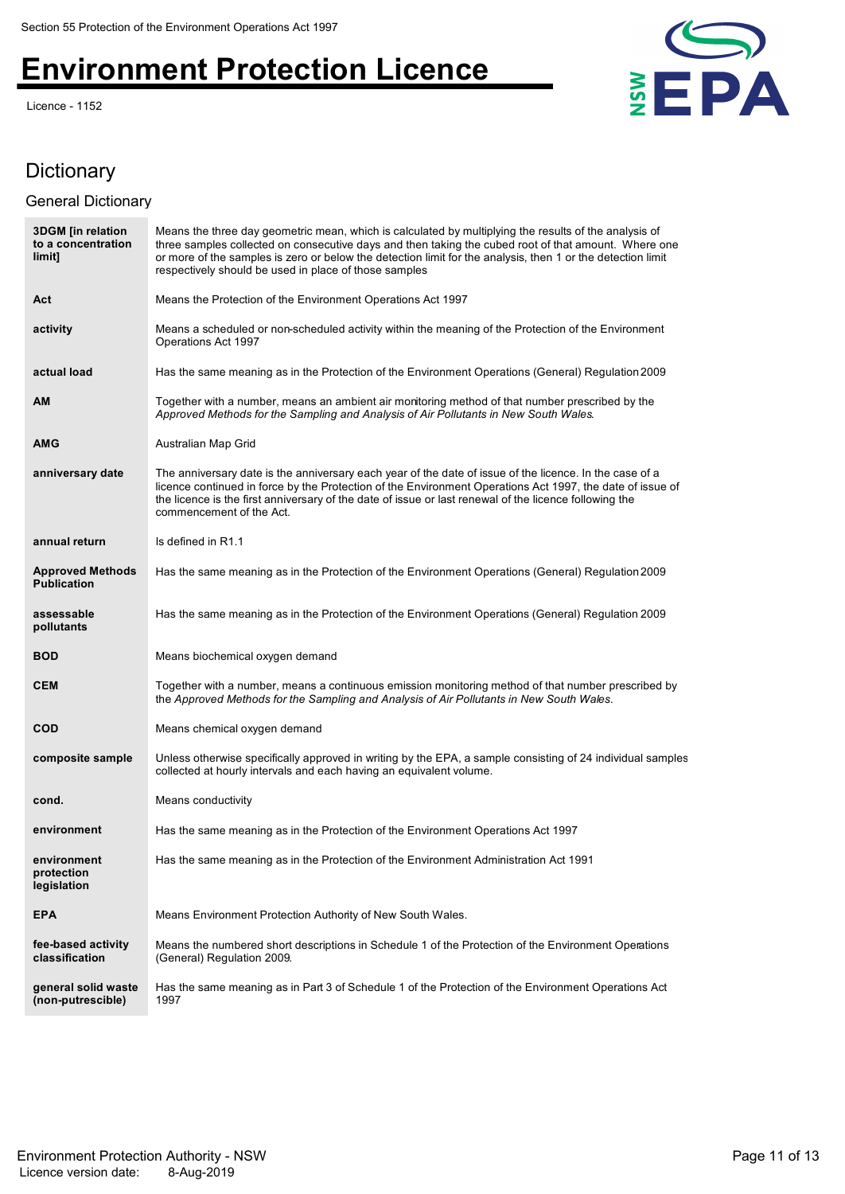# Dictionary

## General Dictionary

| | |
|---|---|
| **3DGM [in relation to a concentration limit]** | Means the three day geometric mean, which is calculated by multiplying the results of the analysis of three samples collected on consecutive days and then taking the cubed root of that amount. Where one or more of the samples is zero or below the detection limit for the analysis, then 1 or the detection limit respectively should be used in place of those samples |
| **Act** | Means the Protection of the Environment Operations Act 1997 |
| **activity** | Means a scheduled or non-scheduled activity within the meaning of the Protection of the Environment Operations Act 1997 |
| **actual load** | Has the same meaning as in the Protection of the Environment Operations (General) Regulation 2009 |
| **AM** | Together with a number, means an ambient air monitoring method of that number prescribed by the *Approved Methods for the Sampling and Analysis of Air Pollutants in New South Wales*. |
| **AMG** | Australian Map Grid |
| **anniversary date** | The anniversary date is the anniversary each year of the date of issue of the licence. In the case of a licence continued in force by the Protection of the Environment Operations Act 1997, the date of issue of the licence is the first anniversary of the date of issue or last renewal of the licence following the commencement of the Act. |
| **annual return** | Is defined in R1.1 |
| **Approved Methods Publication** | Has the same meaning as in the Protection of the Environment Operations (General) Regulation 2009 |
| **assessable pollutants** | Has the same meaning as in the Protection of the Environment Operations (General) Regulation 2009 |
| **BOD** | Means biochemical oxygen demand |
| **CEM** | Together with a number, means a continuous emission monitoring method of that number prescribed by the *Approved Methods for the Sampling and Analysis of Air Pollutants in New South Wales*. |
| **COD** | Means chemical oxygen demand |
| **composite sample** | Unless otherwise specifically approved in writing by the EPA, a sample consisting of 24 individual samples collected at hourly intervals and each having an equivalent volume. |
| **cond.** | Means conductivity |
| **environment** | Has the same meaning as in the Protection of the Environment Operations Act 1997 |
| **environment protection legislation** | Has the same meaning as in the Protection of the Environment Administration Act 1991 |
| **EPA** | Means Environment Protection Authority of New South Wales. |
| **fee-based activity classification** | Means the numbered short descriptions in Schedule 1 of the Protection of the Environment Operations (General) Regulation 2009. |
| **general solid waste (non-putrescible)** | Has the same meaning as in Part 3 of Schedule 1 of the Protection of the Environment Operations Act 1997 |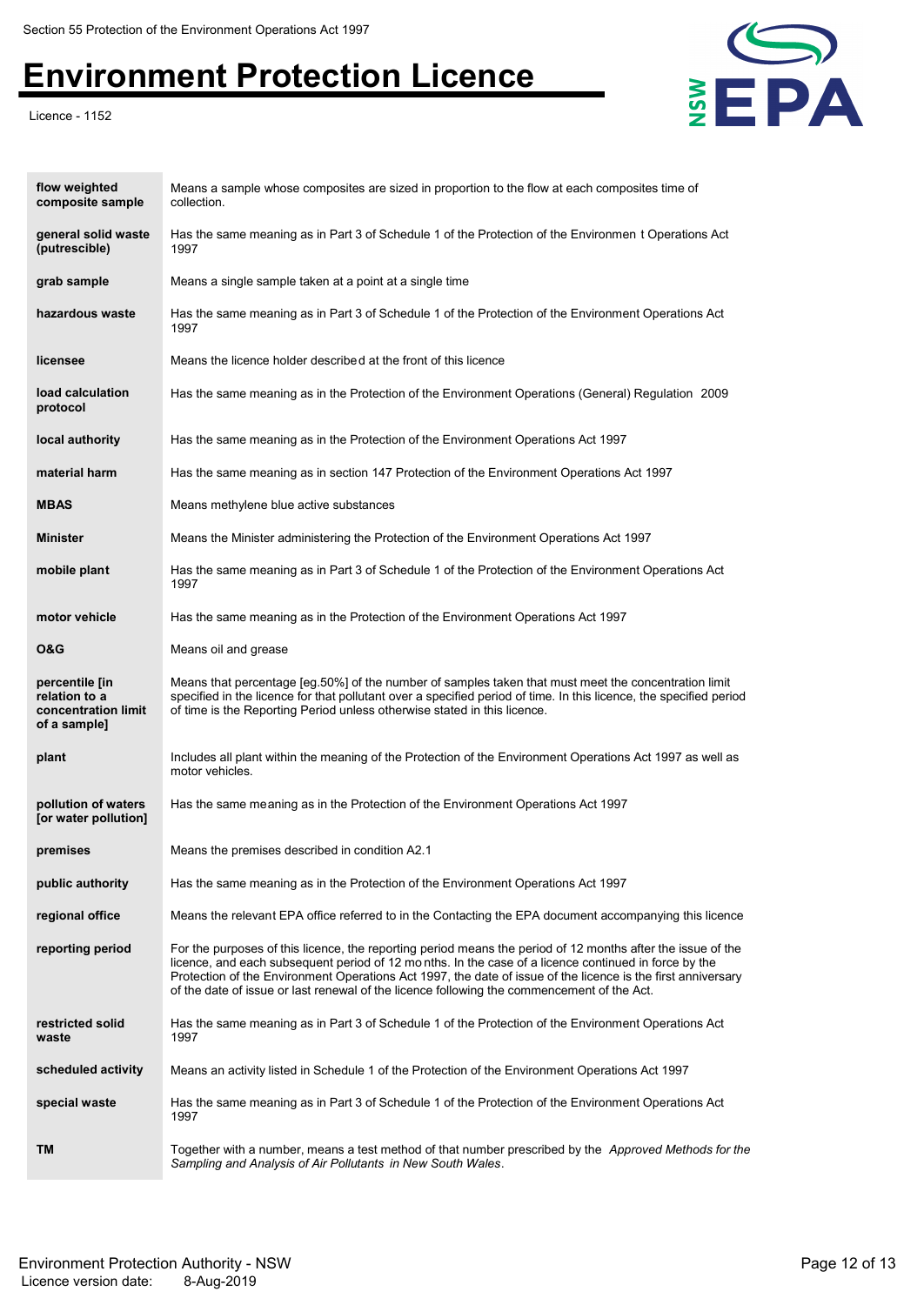| | |
|---|---|
| **flow weighted composite sample** | Means a sample whose composites are sized in proportion to the flow at each composites time of collection. |
| **general solid waste (putrescible)** | Has the same meaning as in Part 3 of Schedule 1 of the Protection of the Environmen t Operations Act 1997 |
| **grab sample** | Means a single sample taken at a point at a single time |
| **hazardous waste** | Has the same meaning as in Part 3 of Schedule 1 of the Protection of the Environment Operations Act 1997 |
| **licensee** | Means the licence holder described at the front of this licence |
| **load calculation protocol** | Has the same meaning as in the Protection of the Environment Operations (General) Regulation 2009 |
| **local authority** | Has the same meaning as in the Protection of the Environment Operations Act 1997 |
| **material harm** | Has the same meaning as in section 147 Protection of the Environment Operations Act 1997 |
| **MBAS** | Means methylene blue active substances |
| **Minister** | Means the Minister administering the Protection of the Environment Operations Act 1997 |
| **mobile plant** | Has the same meaning as in Part 3 of Schedule 1 of the Protection of the Environment Operations Act 1997 |
| **motor vehicle** | Has the same meaning as in the Protection of the Environment Operations Act 1997 |
| **O&G** | Means oil and grease |
| **percentile [in relation to a concentration limit of a sample]** | Means that percentage [eg.50%] of the number of samples taken that must meet the concentration limit specified in the licence for that pollutant over a specified period of time. In this licence, the specified period of time is the Reporting Period unless otherwise stated in this licence. |
| **plant** | Includes all plant within the meaning of the Protection of the Environment Operations Act 1997 as well as motor vehicles. |
| **pollution of waters [or water pollution]** | Has the same meaning as in the Protection of the Environment Operations Act 1997 |
| **premises** | Means the premises described in condition A2.1 |
| **public authority** | Has the same meaning as in the Protection of the Environment Operations Act 1997 |
| **regional office** | Means the relevant EPA office referred to in the Contacting the EPA document accompanying this licence |
| **reporting period** | For the purposes of this licence, the reporting period means the period of 12 months after the issue of the licence, and each subsequent period of 12 mo nths. In the case of a licence continued in force by the Protection of the Environment Operations Act 1997, the date of issue of the licence is the first anniversary of the date of issue or last renewal of the licence following the commencement of the Act. |
| **restricted solid waste** | Has the same meaning as in Part 3 of Schedule 1 of the Protection of the Environment Operations Act 1997 |
| **scheduled activity** | Means an activity listed in Schedule 1 of the Protection of the Environment Operations Act 1997 |
| **special waste** | Has the same meaning as in Part 3 of Schedule 1 of the Protection of the Environment Operations Act 1997 |
| **TM** | Together with a number, means a test method of that number prescribed by the *Approved Methods for the Sampling and Analysis of Air Pollutants in New South Wales*. |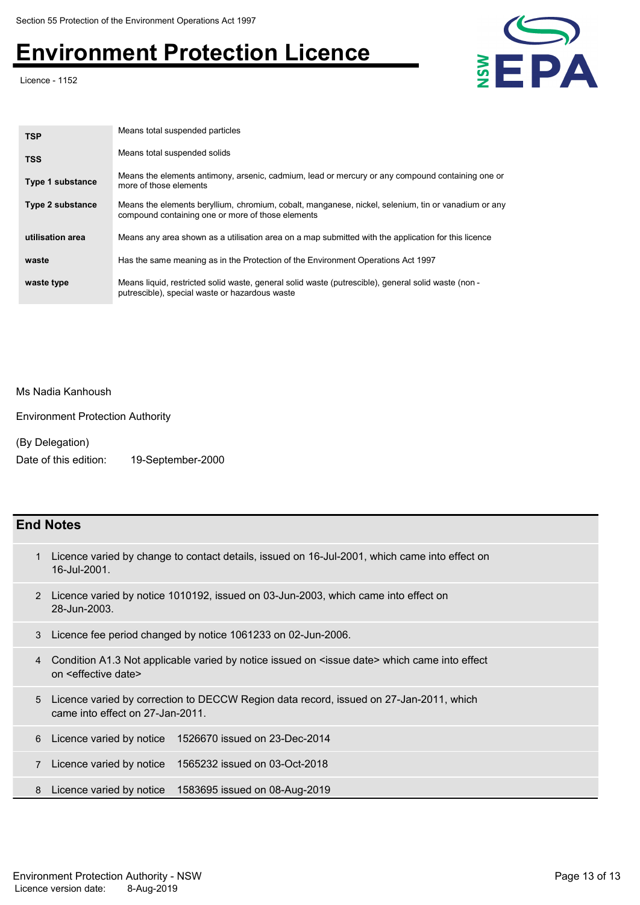| | |
|---|---|
| **TSP** | Means total suspended particles |
| **TSS** | Means total suspended solids |
| **Type 1 substance** | Means the elements antimony, arsenic, cadmium, lead or mercury or any compound containing one or more of those elements |
| **Type 2 substance** | Means the elements beryllium, chromium, cobalt, manganese, nickel, selenium, tin or vanadium or any compound containing one or more of those elements |
| **utilisation area** | Means any area shown as a utilisation area on a map submitted with the application for this licence |
| **waste** | Has the same meaning as in the Protection of the Environment Operations Act 1997 |
| **waste type** | Means liquid, restricted solid waste, general solid waste (putrescible), general solid waste (non - putrescible), special waste or hazardous waste |

Ms Nadia Kanhoush

Environment Protection Authority

(By Delegation)

Date of this edition: 19-September-2000

## End Notes

1. Licence varied by change to contact details, issued on 16-Jul-2001, which came into effect on 16-Jul-2001.
2. Licence varied by notice 1010192, issued on 03-Jun-2003, which came into effect on 28-Jun-2003.
3. Licence fee period changed by notice 1061233 on 02-Jun-2006.
4. Condition A1.3 Not applicable varied by notice issued on <issue date> which came into effect on <effective date>
5. Licence varied by correction to DECCW Region data record, issued on 27-Jan-2011, which came into effect on 27-Jan-2011.
6. Licence varied by notice 1526670 issued on 23-Dec-2014
7. Licence varied by notice 1565232 issued on 03-Oct-2018
8. Licence varied by notice 1583695 issued on 08-Aug-2019